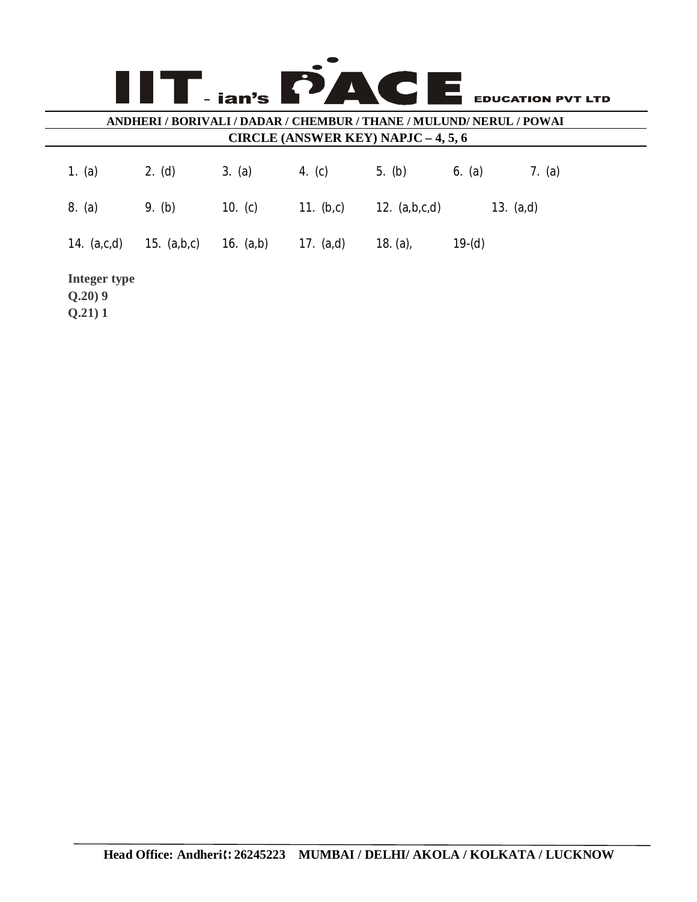# IIT - ian's PACE EDUCATION PVT LTD

**ANDHERI / BORIVALI / DADAR / CHEMBUR / THANE / MULUND/ NERUL / POWAI**

**CIRCLE (ANSWER KEY) NAPJC – 4, 5, 6**

| | | | | | | |
|---|---|---|---|---|---|---|
| 1. (a) | 2. (d) | 3. (a) | 4. (c) | 5. (b) | 6. (a) | 7. (a) |
| 8. (a) | 9. (b) | 10. (c) | 11. (b,c) | 12. (a,b,c,d) | | 13. (a,d) |
| 14. (a,c,d) | 15. (a,b,c) | 16. (a,b) | 17. (a,d) | 18. (a), | 19-(d) | |

**Integer type**

**Q.20) 9**

**Q.21) 1**

**Head Office: Andheri: 26245223 MUMBAI / DELHI/ AKOLA / KOLKATA / LUCKNOW**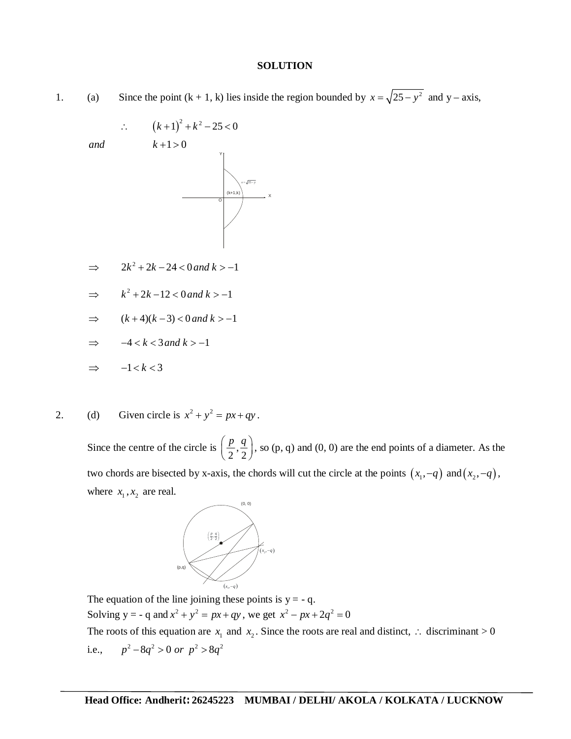## SOLUTION

1. (a) Since the point (k + 1, k) lies inside the region bounded by $x = \sqrt{25 - y^2}$ and y – axis,

$\therefore \quad (k+1)^2 + k^2 - 25 < 0$

*and* $\quad k + 1 > 0$

$\Rightarrow \quad 2k^2 + 2k - 24 < 0$ *and* $k > -1$

$\Rightarrow \quad k^2 + 2k - 12 < 0$ *and* $k > -1$

$\Rightarrow \quad (k+4)(k-3) < 0$ *and* $k > -1$

$\Rightarrow \quad -4 < k < 3$ *and* $k > -1$

$\Rightarrow \quad -1 < k < 3$

2. (d) Given circle is $x^2 + y^2 = px + qy$.

Since the centre of the circle is $\left(\frac{p}{2}, \frac{q}{2}\right)$, so (p, q) and (0, 0) are the end points of a diameter. As the two chords are bisected by x-axis, the chords will cut the circle at the points $(x_1, -q)$ and $(x_2, -q)$, where $x_1, x_2$ are real.

The equation of the line joining these points is y = - q.

Solving y = - q and $x^2 + y^2 = px + qy$, we get $x^2 - px + 2q^2 = 0$

The roots of this equation are $x_1$ and $x_2$. Since the roots are real and distinct, $\therefore$ discriminant > 0

i.e., $\quad p^2 - 8q^2 > 0$ *or* $p^2 > 8q^2$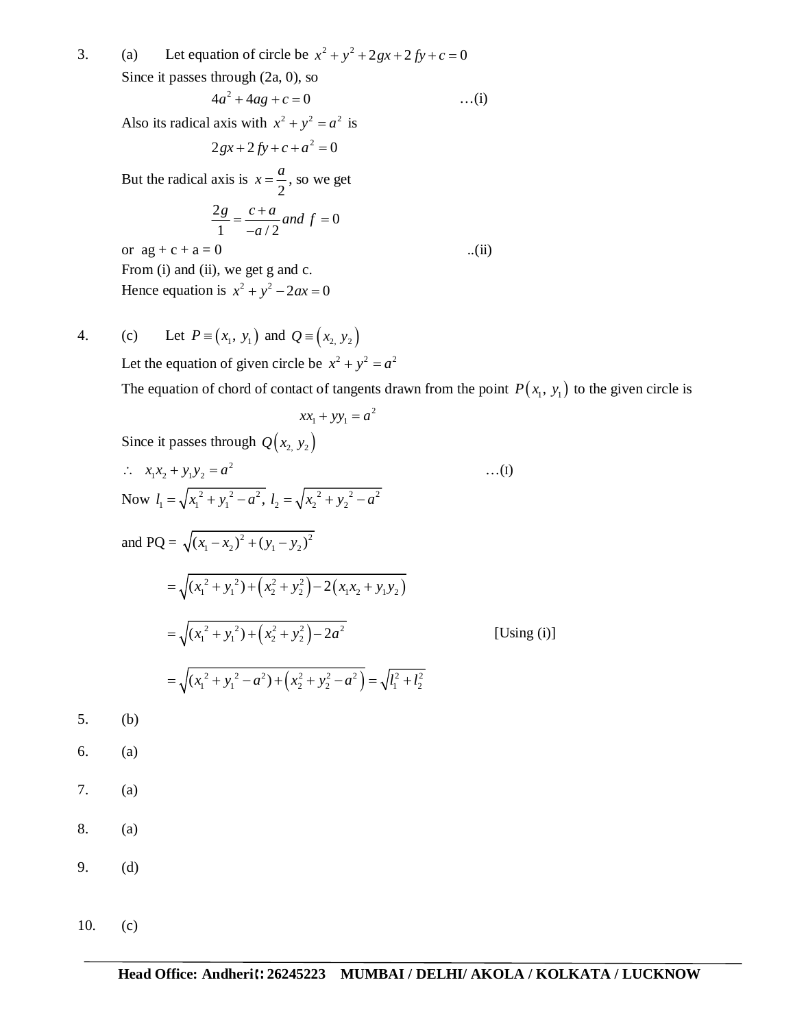3. (a) Let equation of circle be $x^2 + y^2 + 2gx + 2fy + c = 0$

Since it passes through (2a, 0), so

$$4a^2 + 4ag + c = 0 \qquad \ldots\text{(i)}$$

Also its radical axis with $x^2 + y^2 = a^2$ is

$$2gx + 2fy + c + a^2 = 0$$

But the radical axis is $x = \frac{a}{2}$, so we get

$$\frac{2g}{1} = \frac{c+a}{-a/2} \text{ and } f = 0$$

or ag + c + a = 0 ..(ii)

From (i) and (ii), we get g and c.

Hence equation is $x^2 + y^2 - 2ax = 0$

4. (c) Let $P \equiv (x_1, y_1)$ and $Q \equiv (x_2, y_2)$

Let the equation of given circle be $x^2 + y^2 = a^2$

The equation of chord of contact of tangents drawn from the point $P(x_1, y_1)$ to the given circle is

$$xx_1 + yy_1 = a^2$$

Since it passes through $Q(x_2, y_2)$

$$\therefore \quad x_1x_2 + y_1y_2 = a^2 \qquad \ldots\text{(I)}$$

Now $l_1 = \sqrt{x_1^2 + y_1^2 - a^2},\ l_2 = \sqrt{x_2^2 + y_2^2 - a^2}$

and PQ = $\sqrt{(x_1 - x_2)^2 + (y_1 - y_2)^2}$

$$= \sqrt{(x_1^2 + y_1^2) + (x_2^2 + y_2^2) - 2(x_1x_2 + y_1y_2)}$$

$$= \sqrt{(x_1^2 + y_1^2) + (x_2^2 + y_2^2) - 2a^2} \qquad \text{[Using (i)]}$$

$$= \sqrt{(x_1^2 + y_1^2 - a^2) + (x_2^2 + y_2^2 - a^2)} = \sqrt{l_1^2 + l_2^2}$$

5. (b)

6. (a)

7. (a)

8. (a)

9. (d)

10. (c)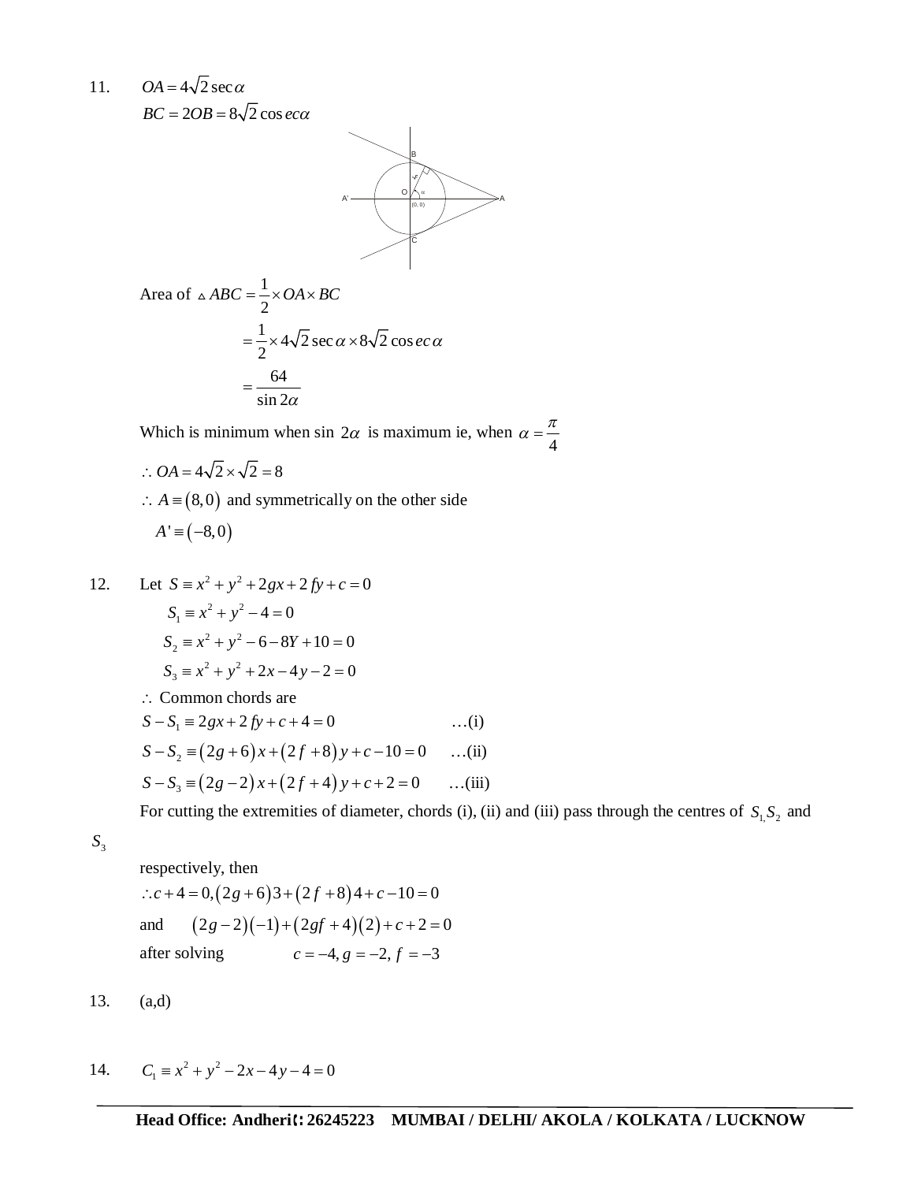11. $OA = 4\sqrt{2}\sec\alpha$

$BC = 2OB = 8\sqrt{2}\cos ec\alpha$

Area of $\triangle ABC = \frac{1}{2} \times OA \times BC$

$= \frac{1}{2} \times 4\sqrt{2}\sec\alpha \times 8\sqrt{2}\cos ec\alpha$

$= \frac{64}{\sin 2\alpha}$

Which is minimum when sin $2\alpha$ is maximum ie, when $\alpha = \frac{\pi}{4}$

$\therefore OA = 4\sqrt{2} \times \sqrt{2} = 8$

$\therefore A \equiv (8,0)$ and symmetrically on the other side

$A' \equiv (-8,0)$

12. Let $S \equiv x^2 + y^2 + 2gx + 2fy + c = 0$

$S_1 \equiv x^2 + y^2 - 4 = 0$

$S_2 \equiv x^2 + y^2 - 6 - 8Y + 10 = 0$

$S_3 \equiv x^2 + y^2 + 2x - 4y - 2 = 0$

$\therefore$ Common chords are

$S - S_1 \equiv 2gx + 2fy + c + 4 = 0$ …(i)

$S - S_2 \equiv (2g+6)x + (2f+8)y + c - 10 = 0$ …(ii)

$S - S_3 \equiv (2g-2)x + (2f+4)y + c + 2 = 0$ …(iii)

For cutting the extremities of diameter, chords (i), (ii) and (iii) pass through the centres of $S_{1,}S_2$ and $S_3$

respectively, then

$\therefore c + 4 = 0, (2g+6)3 + (2f+8)4 + c - 10 = 0$

and $(2g-2)(-1) + (2gf+4)(2) + c + 2 = 0$

after solving $c = -4, g = -2, f = -3$

13. (a,d)

14. $C_1 \equiv x^2 + y^2 - 2x - 4y - 4 = 0$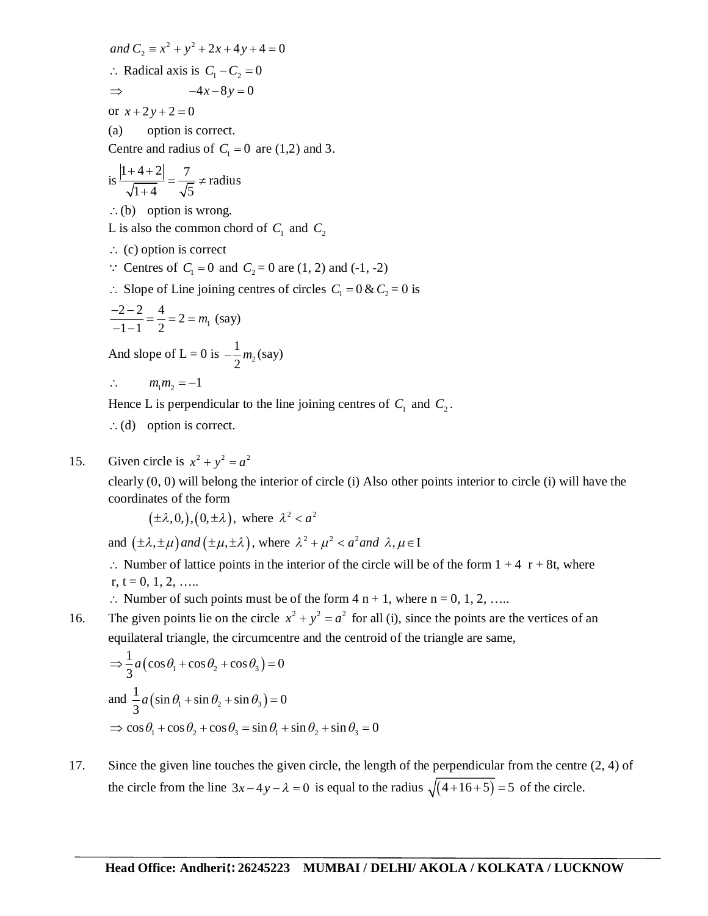$and\ C_2 \equiv x^2 + y^2 + 2x + 4y + 4 = 0$

$\therefore$ Radical axis is $C_1 - C_2 = 0$

$\Rightarrow \qquad -4x - 8y = 0$

or $x + 2y + 2 = 0$

(a) option is correct.

Centre and radius of $C_1 = 0$ are (1,2) and 3.

is $\dfrac{|1+4+2|}{\sqrt{1+4}} = \dfrac{7}{\sqrt{5}} \neq$ radius

$\therefore$ (b) option is wrong.

L is also the common chord of $C_1$ and $C_2$

$\therefore$ (c) option is correct

$\because$ Centres of $C_1 = 0$ and $C_2 = 0$ are (1, 2) and (-1, -2)

$\therefore$ Slope of Line joining centres of circles $C_1 = 0$ & $C_2 = 0$ is

$\dfrac{-2-2}{-1-1} = \dfrac{4}{2} = 2 = m_1$ (say)

And slope of L = 0 is $-\dfrac{1}{2} m_2$ (say)

$\therefore \qquad m_1 m_2 = -1$

Hence L is perpendicular to the line joining centres of $C_1$ and $C_2$.

$\therefore$ (d) option is correct.

15. Given circle is $x^2 + y^2 = a^2$

clearly (0, 0) will belong the interior of circle (i) Also other points interior to circle (i) will have the coordinates of the form

$(\pm\lambda, 0,), (0, \pm\lambda)$, where $\lambda^2 < a^2$

and $(\pm\lambda, \pm\mu)\ and\ (\pm\mu, \pm\lambda)$, where $\lambda^2 + \mu^2 < a^2 and\ \lambda, \mu \in I$

$\therefore$ Number of lattice points in the interior of the circle will be of the form 1 + 4 r + 8t, where r, t = 0, 1, 2, …..

$\therefore$ Number of such points must be of the form 4 n + 1, where n = 0, 1, 2, …..

16. The given points lie on the circle $x^2 + y^2 = a^2$ for all (i), since the points are the vertices of an equilateral triangle, the circumcentre and the centroid of the triangle are same,

$\Rightarrow \dfrac{1}{3} a(\cos\theta_1 + \cos\theta_2 + \cos\theta_3) = 0$

and $\dfrac{1}{3} a(\sin\theta_1 + \sin\theta_2 + \sin\theta_3) = 0$

$\Rightarrow \cos\theta_1 + \cos\theta_2 + \cos\theta_3 = \sin\theta_1 + \sin\theta_2 + \sin\theta_3 = 0$

17. Since the given line touches the given circle, the length of the perpendicular from the centre (2, 4) of the circle from the line $3x - 4y - \lambda = 0$ is equal to the radius $\sqrt{(4+16+5)} = 5$ of the circle.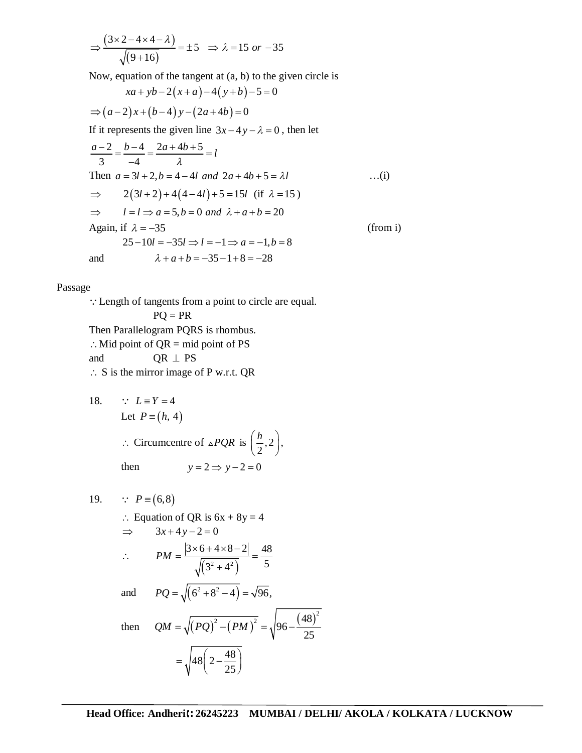$$\Rightarrow \frac{(3\times 2-4\times 4-\lambda)}{\sqrt{(9+16)}}=\pm 5 \quad \Rightarrow \lambda = 15 \; or \; -35$$

Now, equation of the tangent at (a, b) to the given circle is

$$xa+yb-2(x+a)-4(y+b)-5=0$$

$$\Rightarrow (a-2)x+(b-4)y-(2a+4b)=0$$

If it represents the given line $3x-4y-\lambda=0$, then let

$$\frac{a-2}{3}=\frac{b-4}{-4}=\frac{2a+4b+5}{\lambda}=l$$

Then $a=3l+2, b=4-4l \; and \; 2a+4b+5=\lambda l$ …(i)

$\Rightarrow \quad 2(3l+2)+4(4-4l)+5=15l$ (if $\lambda=15$)

$\Rightarrow \quad l=l \Rightarrow a=5, b=0 \; and \; \lambda+a+b=20$

Again, if $\lambda=-35$ (from i)

$$25-10l=-35l \Rightarrow l=-1 \Rightarrow a=-1, b=8$$

and $\quad \lambda+a+b=-35-1+8=-28$

Passage

$\because$ Length of tangents from a point to circle are equal.

PQ = PR

Then Parallelogram PQRS is rhombus.

$\therefore$ Mid point of QR = mid point of PS

and QR $\perp$ PS

$\therefore$ S is the mirror image of P w.r.t. QR

18. $\because \; L \equiv Y=4$

Let $P \equiv (h, 4)$

$\therefore$ Circumcentre of $\triangle PQR$ is $\left(\frac{h}{2}, 2\right)$,

then $\quad y=2 \Rightarrow y-2=0$

19. $\because \; P \equiv (6,8)$

$\therefore$ Equation of QR is 6x + 8y = 4

$\Rightarrow \quad 3x+4y-2=0$

$$\therefore \quad PM=\frac{|3\times 6+4\times 8-2|}{\sqrt{(3^2+4^2)}}=\frac{48}{5}$$

and $\quad PQ=\sqrt{(6^2+8^2-4)}=\sqrt{96}$,

then $\quad QM=\sqrt{(PQ)^2-(PM)^2}=\sqrt{96-\frac{(48)^2}{25}}$

$$=\sqrt{48\left(2-\frac{48}{25}\right)}$$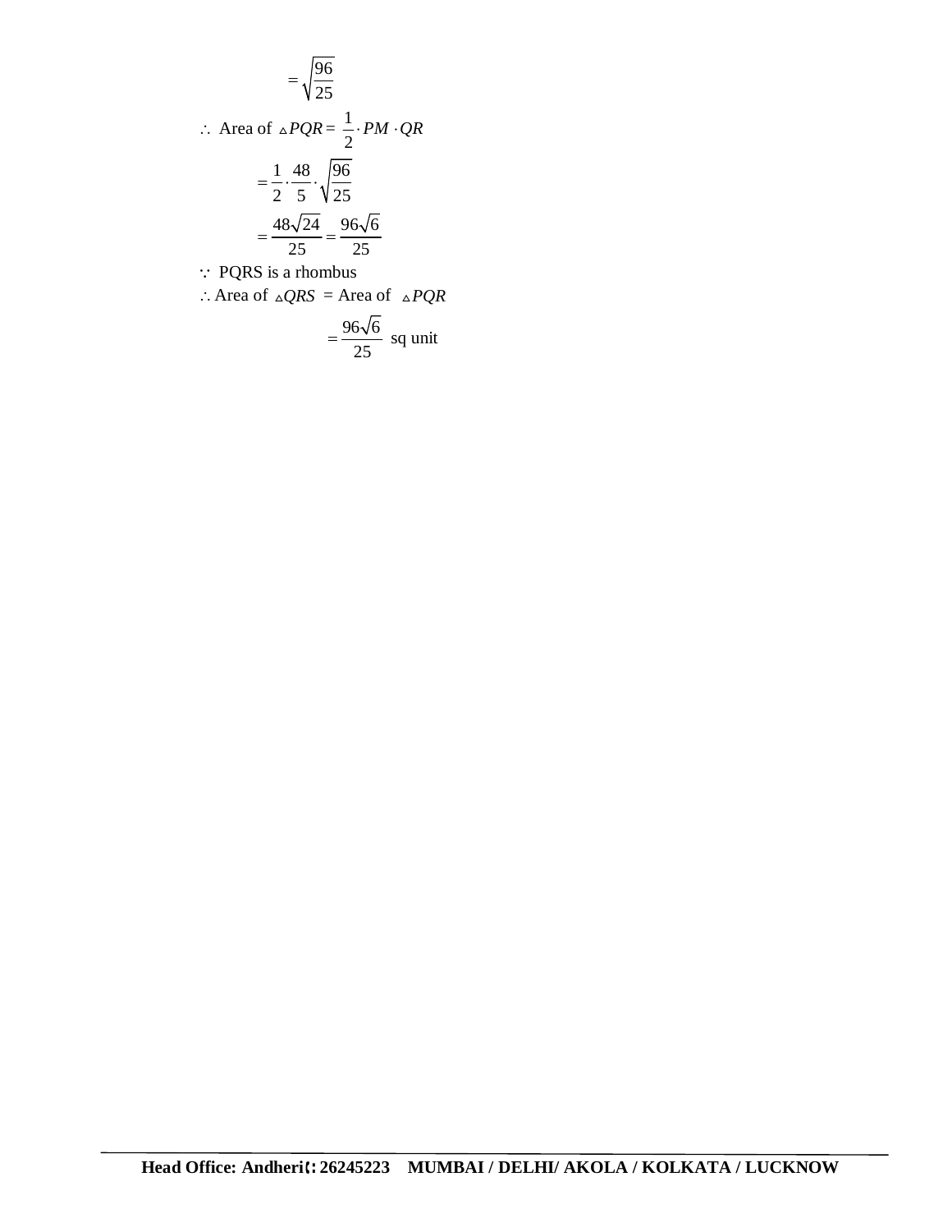$$= \sqrt{\frac{96}{25}}$$

$\therefore$ Area of $\triangle PQR = \frac{1}{2} \cdot PM \cdot QR$

$$= \frac{1}{2} \cdot \frac{48}{5} \cdot \sqrt{\frac{96}{25}}$$

$$= \frac{48\sqrt{24}}{25} = \frac{96\sqrt{6}}{25}$$

$\because$ PQRS is a rhombus

$\therefore$ Area of $\triangle QRS$ = Area of $\triangle PQR$

$$= \frac{96\sqrt{6}}{25} \text{ sq unit}$$